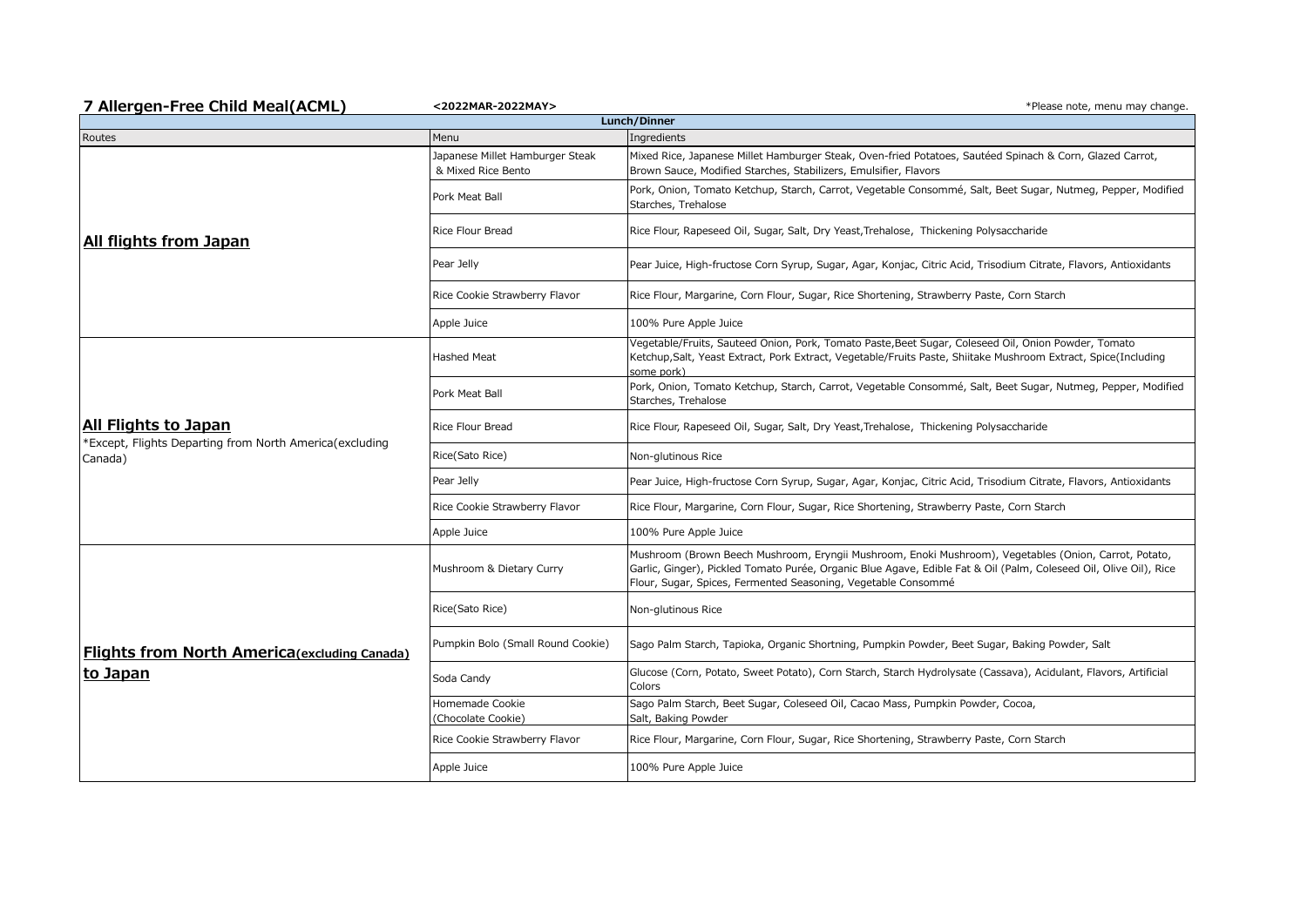## 7 Allergen-Free Child Meal(ACML)

**<2022MAR-2022MAY>**

*Please note, menu may change.

| Lunch/Dinner | | |
|---|---|---|
| Routes | Menu | Ingredients |
| **All flights from Japan** | Japanese Millet Hamburger Steak & Mixed Rice Bento | Mixed Rice, Japanese Millet Hamburger Steak, Oven-fried Potatoes, Sautéed Spinach & Corn, Glazed Carrot, Brown Sauce, Modified Starches, Stabilizers, Emulsifier, Flavors |
| | Pork Meat Ball | Pork, Onion, Tomato Ketchup, Starch, Carrot, Vegetable Consommé, Salt, Beet Sugar, Nutmeg, Pepper, Modified Starches, Trehalose |
| | Rice Flour Bread | Rice Flour, Rapeseed Oil, Sugar, Salt, Dry Yeast,Trehalose, Thickening Polysaccharide |
| | Pear Jelly | Pear Juice, High-fructose Corn Syrup, Sugar, Agar, Konjac, Citric Acid, Trisodium Citrate, Flavors, Antioxidants |
| | Rice Cookie Strawberry Flavor | Rice Flour, Margarine, Corn Flour, Sugar, Rice Shortening, Strawberry Paste, Corn Starch |
| | Apple Juice | 100% Pure Apple Juice |
| **All Flights to Japan** *Except, Flights Departing from North America(excluding Canada) | Hashed Meat | Vegetable/Fruits, Sauteed Onion, Pork, Tomato Paste,Beet Sugar, Coleseed Oil, Onion Powder, Tomato Ketchup,Salt, Yeast Extract, Pork Extract, Vegetable/Fruits Paste, Shiitake Mushroom Extract, Spice(Including some pork) |
| | Pork Meat Ball | Pork, Onion, Tomato Ketchup, Starch, Carrot, Vegetable Consommé, Salt, Beet Sugar, Nutmeg, Pepper, Modified Starches, Trehalose |
| | Rice Flour Bread | Rice Flour, Rapeseed Oil, Sugar, Salt, Dry Yeast,Trehalose, Thickening Polysaccharide |
| | Rice(Sato Rice) | Non-glutinous Rice |
| | Pear Jelly | Pear Juice, High-fructose Corn Syrup, Sugar, Agar, Konjac, Citric Acid, Trisodium Citrate, Flavors, Antioxidants |
| | Rice Cookie Strawberry Flavor | Rice Flour, Margarine, Corn Flour, Sugar, Rice Shortening, Strawberry Paste, Corn Starch |
| | Apple Juice | 100% Pure Apple Juice |
| **Flights from North America(excluding Canada) to Japan** | Mushroom & Dietary Curry | Mushroom (Brown Beech Mushroom, Eryngii Mushroom, Enoki Mushroom), Vegetables (Onion, Carrot, Potato, Garlic, Ginger), Pickled Tomato Purée, Organic Blue Agave, Edible Fat & Oil (Palm, Coleseed Oil, Olive Oil), Rice Flour, Sugar, Spices, Fermented Seasoning, Vegetable Consommé |
| | Rice(Sato Rice) | Non-glutinous Rice |
| | Pumpkin Bolo (Small Round Cookie) | Sago Palm Starch, Tapioka, Organic Shortning, Pumpkin Powder, Beet Sugar, Baking Powder, Salt |
| | Soda Candy | Glucose (Corn, Potato, Sweet Potato), Corn Starch, Starch Hydrolysate (Cassava), Acidulant, Flavors, Artificial Colors |
| | Homemade Cookie (Chocolate Cookie) | Sago Palm Starch, Beet Sugar, Coleseed Oil, Cacao Mass, Pumpkin Powder, Cocoa, Salt, Baking Powder |
| | Rice Cookie Strawberry Flavor | Rice Flour, Margarine, Corn Flour, Sugar, Rice Shortening, Strawberry Paste, Corn Starch |
| | Apple Juice | 100% Pure Apple Juice |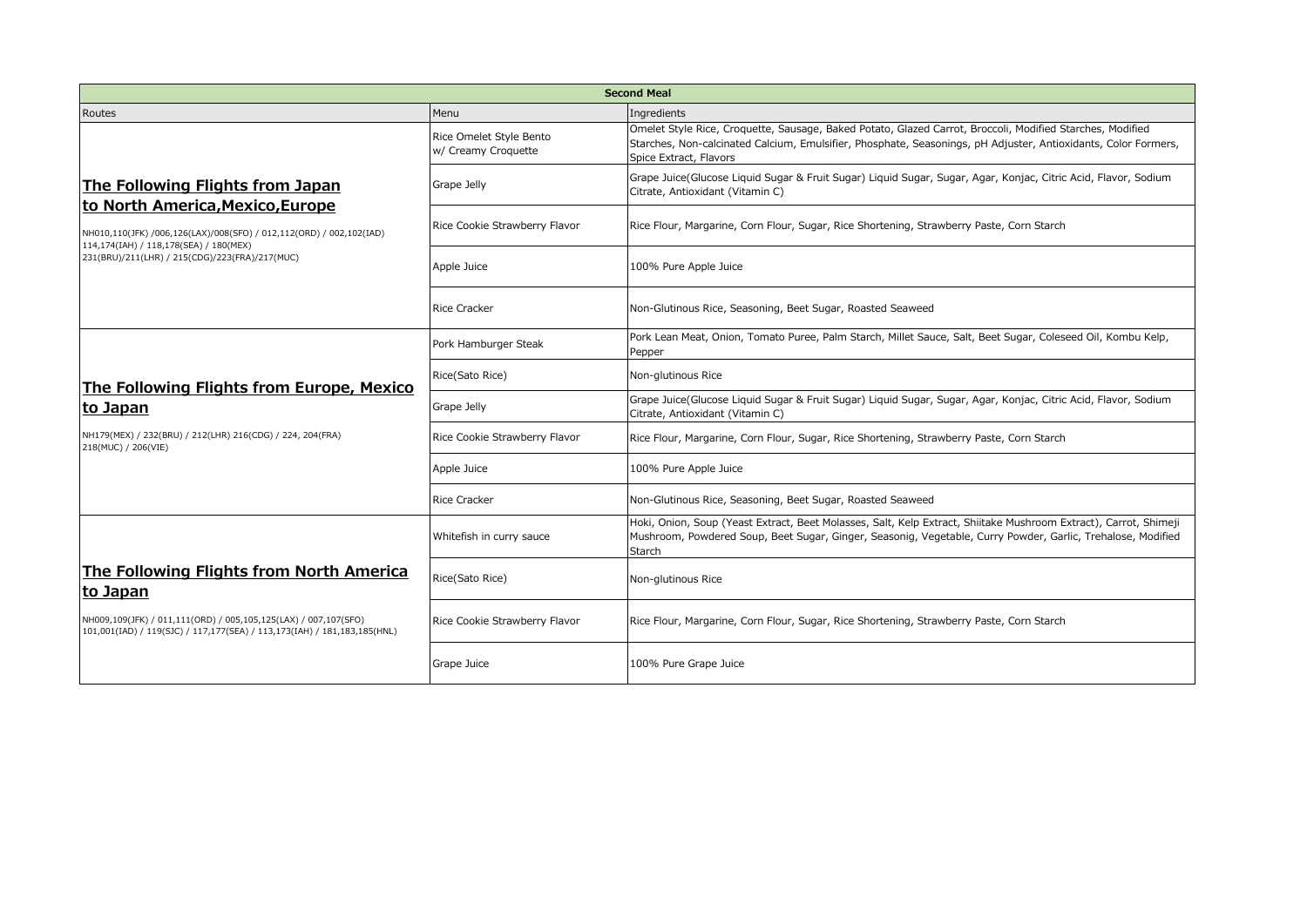| Second Meal | | |
|---|---|---|
| Routes | Menu | Ingredients |
| **The Following Flights from Japan to North America,Mexico,Europe**<br>NH010,110(JFK) /006,126(LAX)/008(SFO) / 012,112(ORD) / 002,102(IAD) 114,174(IAH) / 118,178(SEA) / 180(MEX) 231(BRU)/211(LHR) / 215(CDG)/223(FRA)/217(MUC) | Rice Omelet Style Bento w/ Creamy Croquette | Omelet Style Rice, Croquette, Sausage, Baked Potato, Glazed Carrot, Broccoli, Modified Starches, Modified Starches, Non-calcinated Calcium, Emulsifier, Phosphate, Seasonings, pH Adjuster, Antioxidants, Color Formers, Spice Extract, Flavors |
| | Grape Jelly | Grape Juice(Glucose Liquid Sugar & Fruit Sugar) Liquid Sugar, Sugar, Agar, Konjac, Citric Acid, Flavor, Sodium Citrate, Antioxidant (Vitamin C) |
| | Rice Cookie Strawberry Flavor | Rice Flour, Margarine, Corn Flour, Sugar, Rice Shortening, Strawberry Paste, Corn Starch |
| | Apple Juice | 100% Pure Apple Juice |
| | Rice Cracker | Non-Glutinous Rice, Seasoning, Beet Sugar, Roasted Seaweed |
| **The Following Flights from Europe, Mexico to Japan**<br>NH179(MEX) / 232(BRU) / 212(LHR) 216(CDG) / 224, 204(FRA) 218(MUC) / 206(VIE) | Pork Hamburger Steak | Pork Lean Meat, Onion, Tomato Puree, Palm Starch, Millet Sauce, Salt, Beet Sugar, Coleseed Oil, Kombu Kelp, Pepper |
| | Rice(Sato Rice) | Non-glutinous Rice |
| | Grape Jelly | Grape Juice(Glucose Liquid Sugar & Fruit Sugar) Liquid Sugar, Sugar, Agar, Konjac, Citric Acid, Flavor, Sodium Citrate, Antioxidant (Vitamin C) |
| | Rice Cookie Strawberry Flavor | Rice Flour, Margarine, Corn Flour, Sugar, Rice Shortening, Strawberry Paste, Corn Starch |
| | Apple Juice | 100% Pure Apple Juice |
| | Rice Cracker | Non-Glutinous Rice, Seasoning, Beet Sugar, Roasted Seaweed |
| **The Following Flights from North America to Japan**<br>NH009,109(JFK) / 011,111(ORD) / 005,105,125(LAX) / 007,107(SFO) 101,001(IAD) / 119(SJC) / 117,177(SEA) / 113,173(IAH) / 181,183,185(HNL) | Whitefish in curry sauce | Hoki, Onion, Soup (Yeast Extract, Beet Molasses, Salt, Kelp Extract, Shiitake Mushroom Extract), Carrot, Shimeji Mushroom, Powdered Soup, Beet Sugar, Ginger, Seasonig, Vegetable, Curry Powder, Garlic, Trehalose, Modified Starch |
| | Rice(Sato Rice) | Non-glutinous Rice |
| | Rice Cookie Strawberry Flavor | Rice Flour, Margarine, Corn Flour, Sugar, Rice Shortening, Strawberry Paste, Corn Starch |
| | Grape Juice | 100% Pure Grape Juice |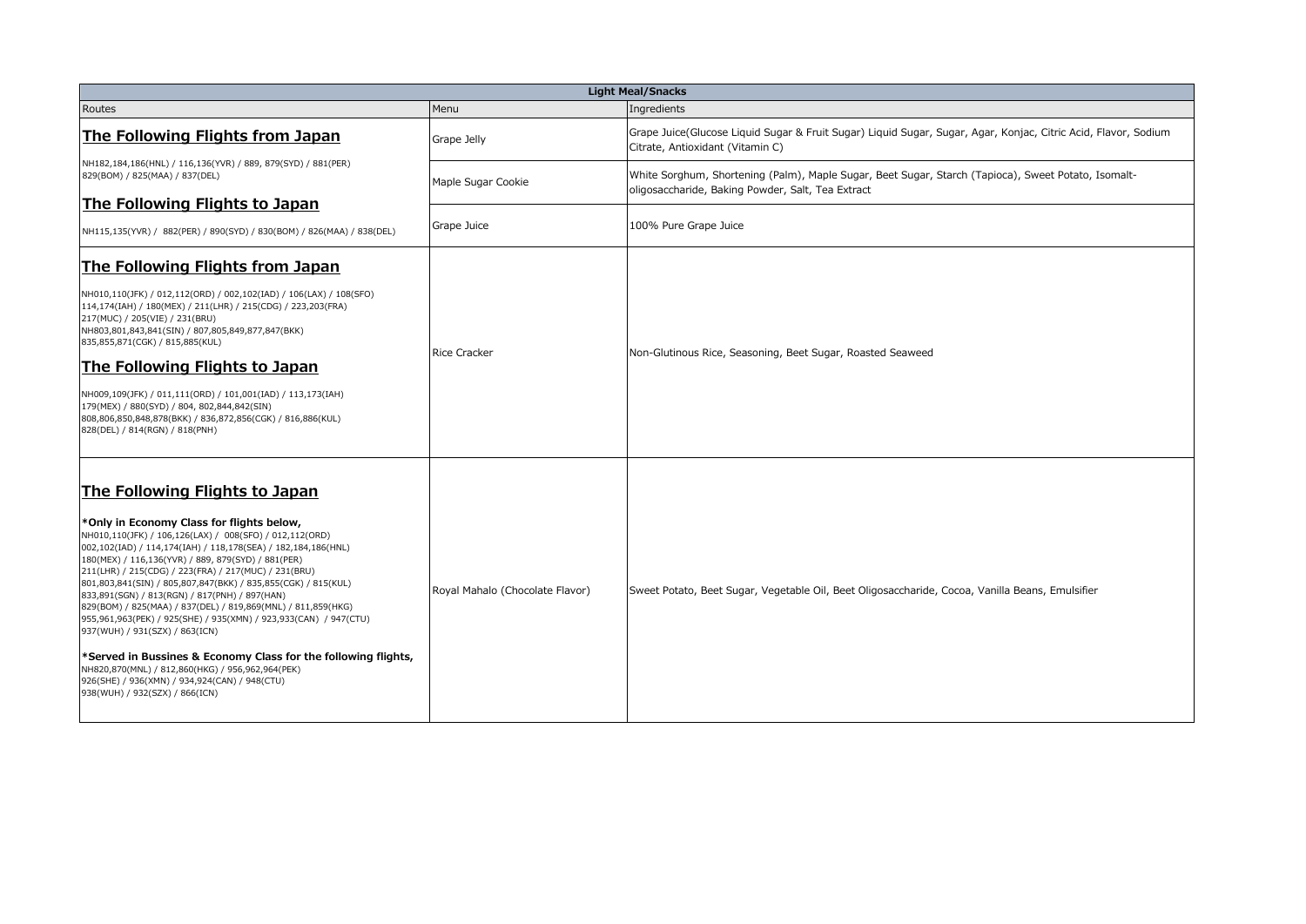| Light Meal/Snacks | | |
|---|---|---|
| Routes | Menu | Ingredients |
| **The Following Flights from Japan**<br>NH182,184,186(HNL) / 116,136(YVR) / 889, 879(SYD) / 881(PER)<br>829(BOM) / 825(MAA) / 837(DEL)<br>**The Following Flights to Japan**<br>NH115,135(YVR) / 882(PER) / 890(SYD) / 830(BOM) / 826(MAA) / 838(DEL) | Grape Jelly | Grape Juice(Glucose Liquid Sugar & Fruit Sugar) Liquid Sugar, Sugar, Agar, Konjac, Citric Acid, Flavor, Sodium Citrate, Antioxidant (Vitamin C) |
| | Maple Sugar Cookie | White Sorghum, Shortening (Palm), Maple Sugar, Beet Sugar, Starch (Tapioca), Sweet Potato, Isomalt-oligosaccharide, Baking Powder, Salt, Tea Extract |
| | Grape Juice | 100% Pure Grape Juice |
| **The Following Flights from Japan**<br>NH010,110(JFK) / 012,112(ORD) / 002,102(IAD) / 106(LAX) / 108(SFO)<br>114,174(IAH) / 180(MEX) / 211(LHR) / 215(CDG) / 223,203(FRA)<br>217(MUC) / 205(VIE) / 231(BRU)<br>NH803,801,843,841(SIN) / 807,805,849,877,847(BKK)<br>835,855,871(CGK) / 815,885(KUL)<br>**The Following Flights to Japan**<br>NH009,109(JFK) / 011,111(ORD) / 101,001(IAD) / 113,173(IAH)<br>179(MEX) / 880(SYD) / 804, 802,844,842(SIN)<br>808,806,850,848,878(BKK) / 836,872,856(CGK) / 816,886(KUL)<br>828(DEL) / 814(RGN) / 818(PNH) | Rice Cracker | Non-Glutinous Rice, Seasoning, Beet Sugar, Roasted Seaweed |
| **The Following Flights to Japan**<br>**\*Only in Economy Class for flights below,**<br>NH010,110(JFK) / 106,126(LAX) / 008(SFO) / 012,112(ORD)<br>002,102(IAD) / 114,174(IAH) / 118,178(SEA) / 182,184,186(HNL)<br>180(MEX) / 116,136(YVR) / 889, 879(SYD) / 881(PER)<br>211(LHR) / 215(CDG) / 223(FRA) / 217(MUC) / 231(BRU)<br>801,803,841(SIN) / 805,807,847(BKK) / 835,855(CGK) / 815(KUL)<br>833,891(SGN) / 813(RGN) / 817(PNH) / 897(HAN)<br>829(BOM) / 825(MAA) / 837(DEL) / 819,869(MNL) / 811,859(HKG)<br>955,961,963(PEK) / 925(SHE) / 935(XMN) / 923,933(CAN) / 947(CTU)<br>937(WUH) / 931(SZX) / 863(ICN)<br>**\*Served in Bussines & Economy Class for the following flights,**<br>NH820,870(MNL) / 812,860(HKG) / 956,962,964(PEK)<br>926(SHE) / 936(XMN) / 934,924(CAN) / 948(CTU)<br>938(WUH) / 932(SZX) / 866(ICN) | Royal Mahalo (Chocolate Flavor) | Sweet Potato, Beet Sugar, Vegetable Oil, Beet Oligosaccharide, Cocoa, Vanilla Beans, Emulsifier |